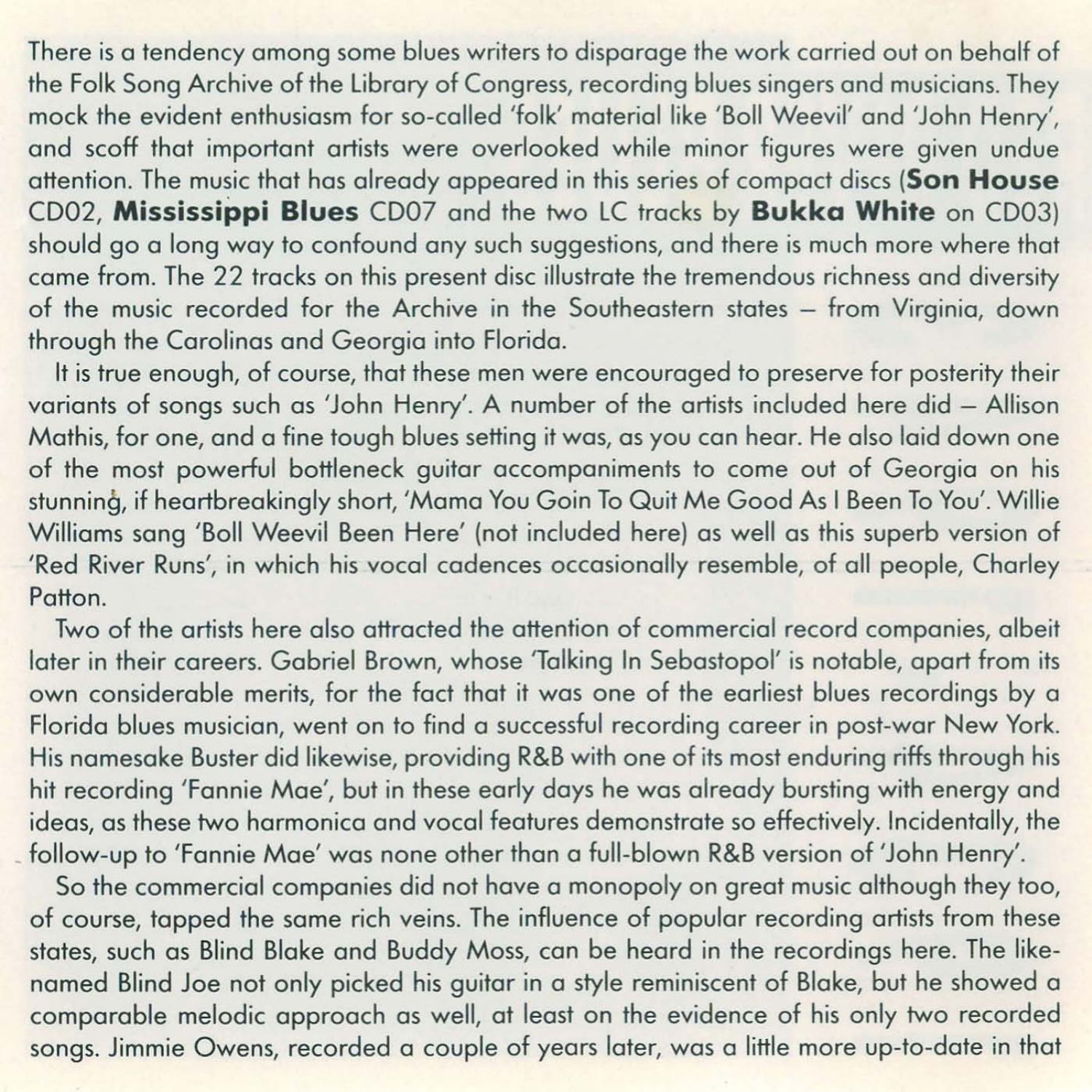There is a tendency among some blues writers to disparage the work carried out on behalf of the Folk Song Archive of the Library of Congress, recording blues singers and musicians. They mock the evident enthusiasm for so-called 'folk' material like 'Boll Weevil' and 'John Henry', and scoff that important artists were overlooked while minor figures were given undue attention. The music that has already appeared in this series of compact discs (**Son House** CD02, **Mississippi Blues** CD07 and the two LC tracks by **Bukka White** on CD03) should go a long way to confound any such suggestions, and there is much more where that came from. The 22 tracks on this present disc illustrate the tremendous richness and diversity of the music recorded for the Archive in the Southeastern states – from Virginia, down through the Carolinas and Georgia into Florida.

It is true enough, of course, that these men were encouraged to preserve for posterity their variants of songs such as 'John Henry'. A number of the artists included here did – Allison Mathis, for one, and a fine tough blues setting it was, as you can hear. He also laid down one of the most powerful bottleneck guitar accompaniments to come out of Georgia on his stunning, if heartbreakingly short, 'Mama You Goin To Quit Me Good As I Been To You'. Willie Williams sang 'Boll Weevil Been Here' (not included here) as well as this superb version of 'Red River Runs', in which his vocal cadences occasionally resemble, of all people, Charley Patton.

Two of the artists here also attracted the attention of commercial record companies, albeit later in their careers. Gabriel Brown, whose 'Talking In Sebastopol' is notable, apart from its own considerable merits, for the fact that it was one of the earliest blues recordings by a Florida blues musician, went on to find a successful recording career in post-war New York. His namesake Buster did likewise, providing R&B with one of its most enduring riffs through his hit recording 'Fannie Mae', but in these early days he was already bursting with energy and ideas, as these two harmonica and vocal features demonstrate so effectively. Incidentally, the follow-up to 'Fannie Mae' was none other than a full-blown R&B version of 'John Henry'.

So the commercial companies did not have a monopoly on great music although they too, of course, tapped the same rich veins. The influence of popular recording artists from these states, such as Blind Blake and Buddy Moss, can be heard in the recordings here. The like-named Blind Joe not only picked his guitar in a style reminiscent of Blake, but he showed a comparable melodic approach as well, at least on the evidence of his only two recorded songs. Jimmie Owens, recorded a couple of years later, was a little more up-to-date in that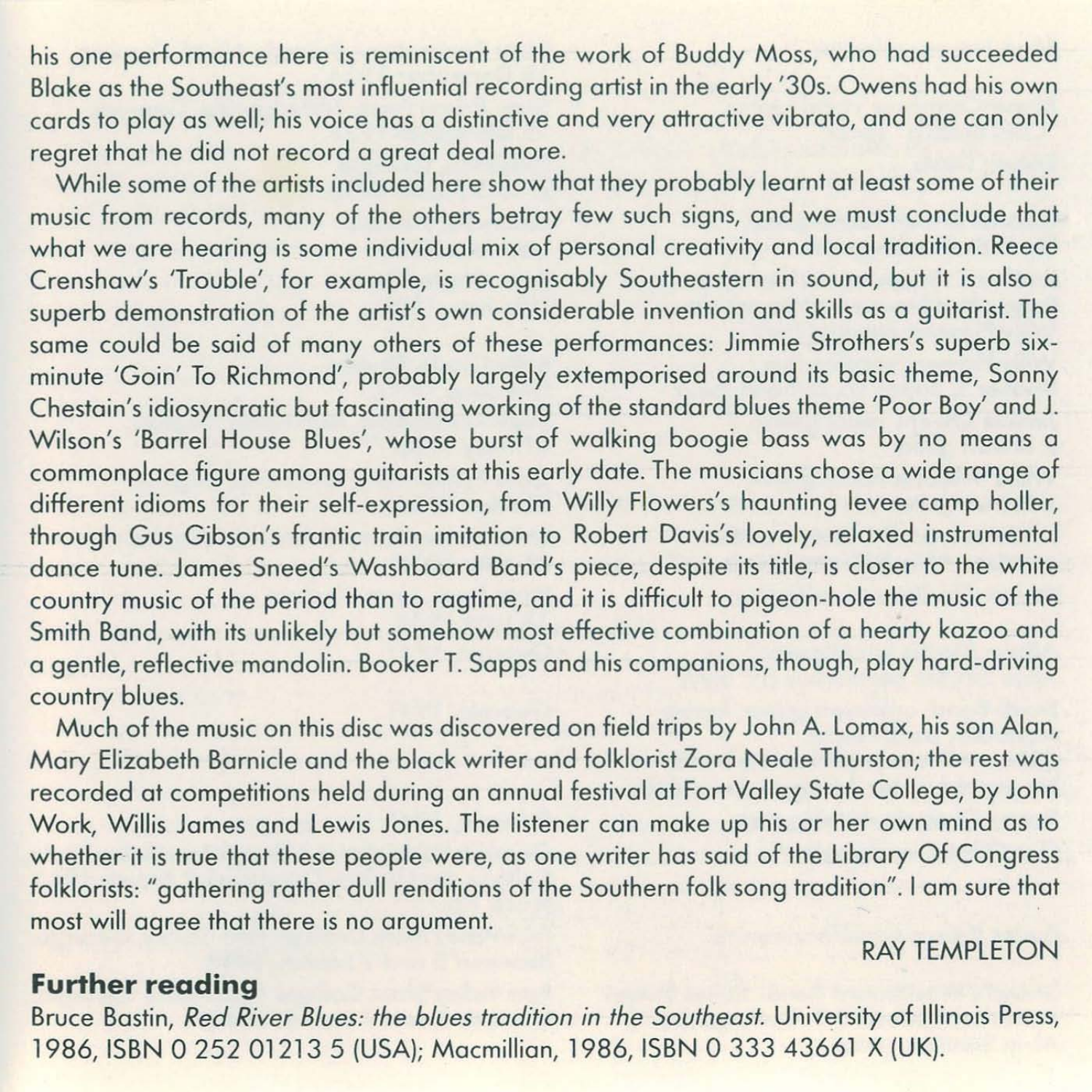his one performance here is reminiscent of the work of Buddy Moss, who had succeeded Blake as the Southeast's most influential recording artist in the early '30s. Owens had his own cards to play as well; his voice has a distinctive and very attractive vibrato, and one can only regret that he did not record a great deal more.

While some of the artists included here show that they probably learnt at least some of their music from records, many of the others betray few such signs, and we must conclude that what we are hearing is some individual mix of personal creativity and local tradition. Reece Crenshaw's 'Trouble', for example, is recognisably Southeastern in sound, but it is also a superb demonstration of the artist's own considerable invention and skills as a guitarist. The same could be said of many others of these performances: Jimmie Strothers's superb six-minute 'Goin' To Richmond', probably largely extemporised around its basic theme, Sonny Chestain's idiosyncratic but fascinating working of the standard blues theme 'Poor Boy' and J. Wilson's 'Barrel House Blues', whose burst of walking boogie bass was by no means a commonplace figure among guitarists at this early date. The musicians chose a wide range of different idioms for their self-expression, from Willy Flowers's haunting levee camp holler, through Gus Gibson's frantic train imitation to Robert Davis's lovely, relaxed instrumental dance tune. James Sneed's Washboard Band's piece, despite its title, is closer to the white country music of the period than to ragtime, and it is difficult to pigeon-hole the music of the Smith Band, with its unlikely but somehow most effective combination of a hearty kazoo and a gentle, reflective mandolin. Booker T. Sapps and his companions, though, play hard-driving country blues.

Much of the music on this disc was discovered on field trips by John A. Lomax, his son Alan, Mary Elizabeth Barnicle and the black writer and folklorist Zora Neale Thurston; the rest was recorded at competitions held during an annual festival at Fort Valley State College, by John Work, Willis James and Lewis Jones. The listener can make up his or her own mind as to whether it is true that these people were, as one writer has said of the Library Of Congress folklorists: "gathering rather dull renditions of the Southern folk song tradition". I am sure that most will agree that there is no argument.

RAY TEMPLETON

## Further reading

Bruce Bastin, *Red River Blues: the blues tradition in the Southeast.* University of Illinois Press, 1986, ISBN 0 252 01213 5 (USA); Macmillian, 1986, ISBN 0 333 43661 X (UK).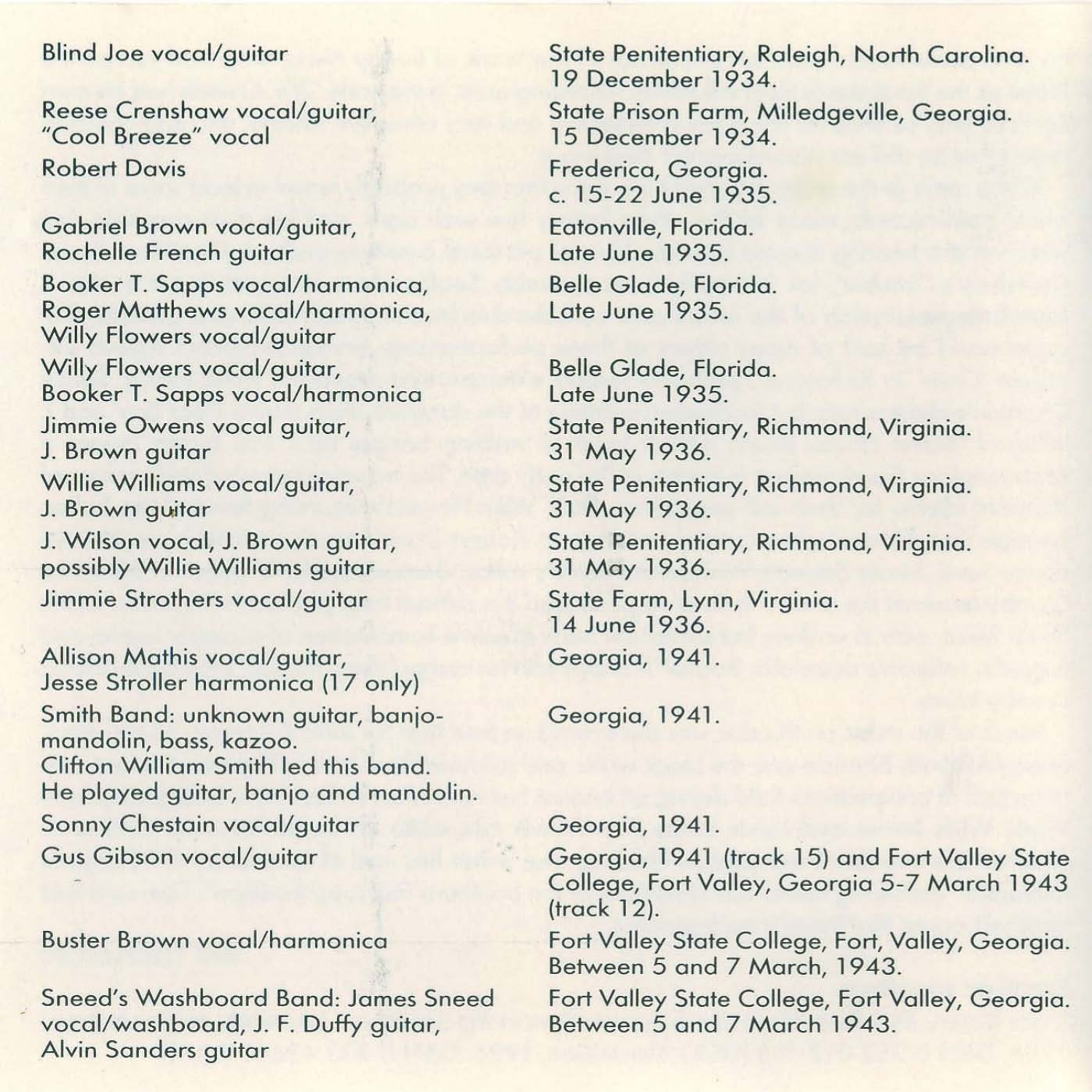| | |
|---|---|
| Blind Joe vocal/guitar | State Penitentiary, Raleigh, North Carolina. 19 December 1934. |
| Reese Crenshaw vocal/guitar, "Cool Breeze" vocal | State Prison Farm, Milledgeville, Georgia. 15 December 1934. |
| Robert Davis | Frederica, Georgia. c. 15-22 June 1935. |
| Gabriel Brown vocal/guitar, Rochelle French guitar | Eatonville, Florida. Late June 1935. |
| Booker T. Sapps vocal/harmonica, Roger Matthews vocal/harmonica, Willy Flowers vocal/guitar | Belle Glade, Florida. Late June 1935. |
| Willy Flowers vocal/guitar, Booker T. Sapps vocal/harmonica | Belle Glade, Florida. Late June 1935. |
| Jimmie Owens vocal guitar, J. Brown guitar | State Penitentiary, Richmond, Virginia. 31 May 1936. |
| Willie Williams vocal/guitar, J. Brown guitar | State Penitentiary, Richmond, Virginia. 31 May 1936. |
| J. Wilson vocal, J. Brown guitar, possibly Willie Williams guitar | State Penitentiary, Richmond, Virginia. 31 May 1936. |
| Jimmie Strothers vocal/guitar | State Farm, Lynn, Virginia. 14 June 1936. |
| Allison Mathis vocal/guitar, Jesse Stroller harmonica (17 only) | Georgia, 1941. |
| Smith Band: unknown guitar, banjo-mandolin, bass, kazoo. Clifton William Smith led this band. He played guitar, banjo and mandolin. | Georgia, 1941. |
| Sonny Chestain vocal/guitar | Georgia, 1941. |
| Gus Gibson vocal/guitar | Georgia, 1941 (track 15) and Fort Valley State College, Fort Valley, Georgia 5-7 March 1943 (track 12). |
| Buster Brown vocal/harmonica | Fort Valley State College, Fort, Valley, Georgia. Between 5 and 7 March, 1943. |
| Sneed's Washboard Band: James Sneed vocal/washboard, J. F. Duffy guitar, Alvin Sanders guitar | Fort Valley State College, Fort Valley, Georgia. Between 5 and 7 March 1943. |